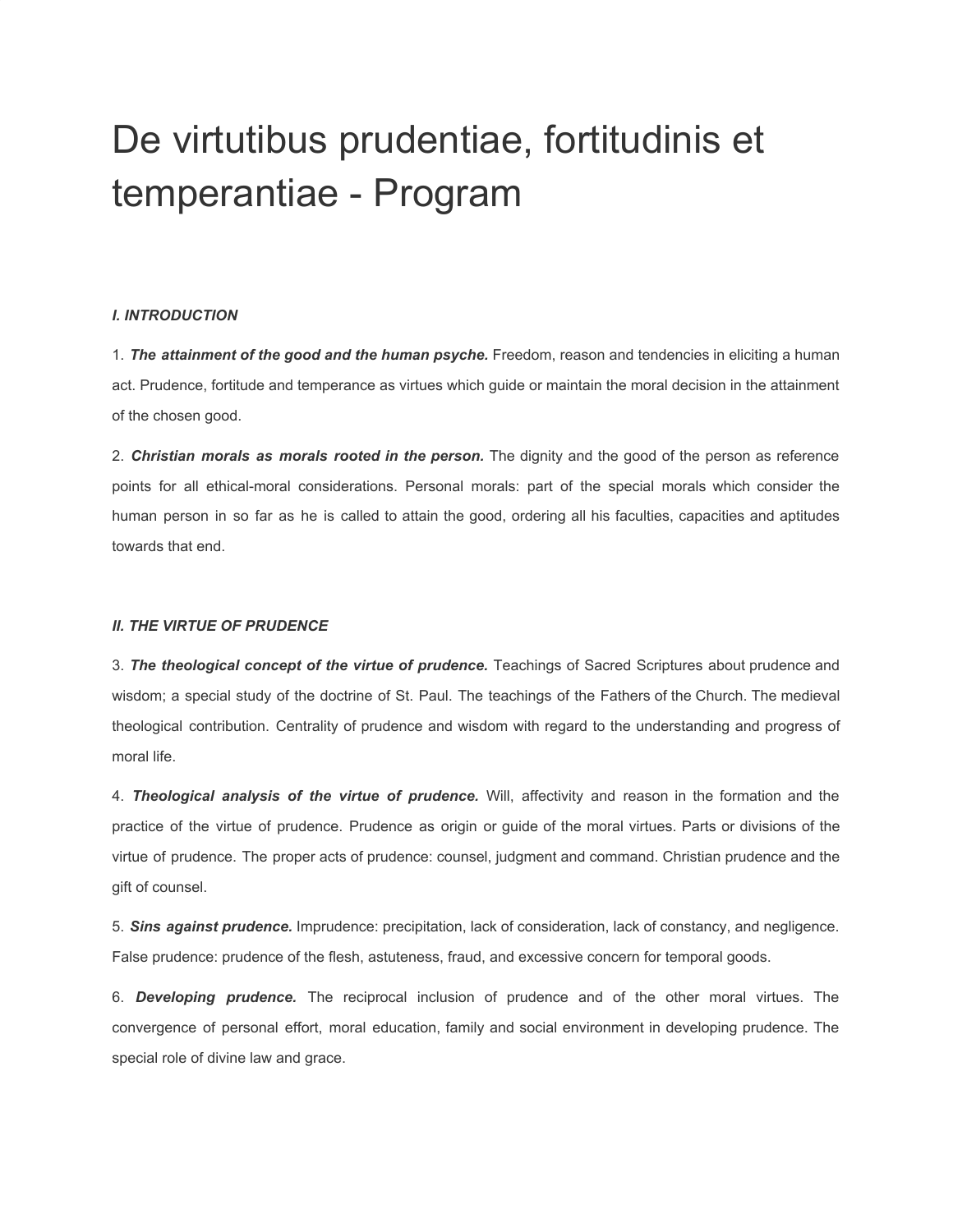# De virtutibus prudentiae, fortitudinis et temperantiae - Program

***I. INTRODUCTION***

1. ***The attainment of the good and the human psyche.*** Freedom, reason and tendencies in eliciting a human act. Prudence, fortitude and temperance as virtues which guide or maintain the moral decision in the attainment of the chosen good.

2. ***Christian morals as morals rooted in the person.*** The dignity and the good of the person as reference points for all ethical-moral considerations. Personal morals: part of the special morals which consider the human person in so far as he is called to attain the good, ordering all his faculties, capacities and aptitudes towards that end.

***II. THE VIRTUE OF PRUDENCE***

3. ***The theological concept of the virtue of prudence.*** Teachings of Sacred Scriptures about prudence and wisdom; a special study of the doctrine of St. Paul. The teachings of the Fathers of the Church. The medieval theological contribution. Centrality of prudence and wisdom with regard to the understanding and progress of moral life.

4. ***Theological analysis of the virtue of prudence.*** Will, affectivity and reason in the formation and the practice of the virtue of prudence. Prudence as origin or guide of the moral virtues. Parts or divisions of the virtue of prudence. The proper acts of prudence: counsel, judgment and command. Christian prudence and the gift of counsel.

5. ***Sins against prudence.*** Imprudence: precipitation, lack of consideration, lack of constancy, and negligence. False prudence: prudence of the flesh, astuteness, fraud, and excessive concern for temporal goods.

6. ***Developing prudence.*** The reciprocal inclusion of prudence and of the other moral virtues. The convergence of personal effort, moral education, family and social environment in developing prudence. The special role of divine law and grace.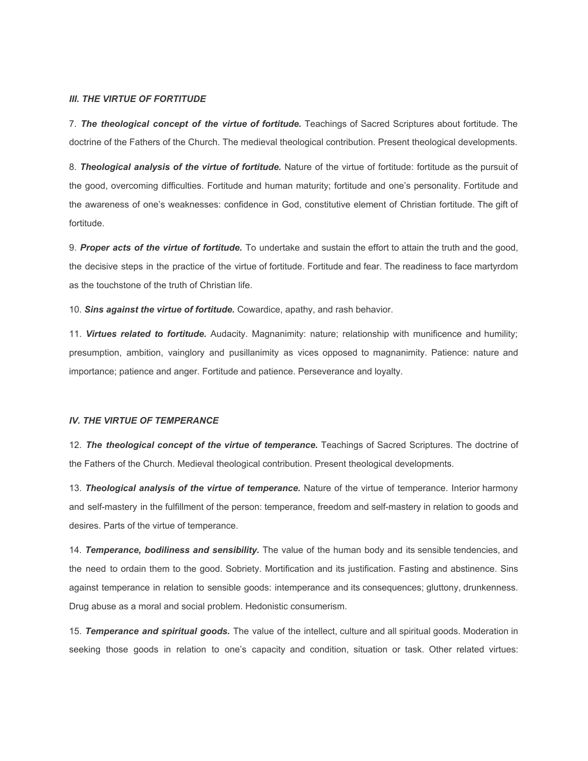### *III. THE VIRTUE OF FORTITUDE*

7. ***The theological concept of the virtue of fortitude.*** Teachings of Sacred Scriptures about fortitude. The doctrine of the Fathers of the Church. The medieval theological contribution. Present theological developments.

8. ***Theological analysis of the virtue of fortitude.*** Nature of the virtue of fortitude: fortitude as the pursuit of the good, overcoming difficulties. Fortitude and human maturity; fortitude and one's personality. Fortitude and the awareness of one's weaknesses: confidence in God, constitutive element of Christian fortitude. The gift of fortitude.

9. ***Proper acts of the virtue of fortitude.*** To undertake and sustain the effort to attain the truth and the good, the decisive steps in the practice of the virtue of fortitude. Fortitude and fear. The readiness to face martyrdom as the touchstone of the truth of Christian life.

10. ***Sins against the virtue of fortitude.*** Cowardice, apathy, and rash behavior.

11. ***Virtues related to fortitude.*** Audacity. Magnanimity: nature; relationship with munificence and humility; presumption, ambition, vainglory and pusillanimity as vices opposed to magnanimity. Patience: nature and importance; patience and anger. Fortitude and patience. Perseverance and loyalty.

### *IV. THE VIRTUE OF TEMPERANCE*

12. ***The theological concept of the virtue of temperance.*** Teachings of Sacred Scriptures. The doctrine of the Fathers of the Church. Medieval theological contribution. Present theological developments.

13. ***Theological analysis of the virtue of temperance.*** Nature of the virtue of temperance. Interior harmony and self-mastery in the fulfillment of the person: temperance, freedom and self-mastery in relation to goods and desires. Parts of the virtue of temperance.

14. ***Temperance, bodiliness and sensibility.*** The value of the human body and its sensible tendencies, and the need to ordain them to the good. Sobriety. Mortification and its justification. Fasting and abstinence. Sins against temperance in relation to sensible goods: intemperance and its consequences; gluttony, drunkenness. Drug abuse as a moral and social problem. Hedonistic consumerism.

15. ***Temperance and spiritual goods.*** The value of the intellect, culture and all spiritual goods. Moderation in seeking those goods in relation to one's capacity and condition, situation or task. Other related virtues: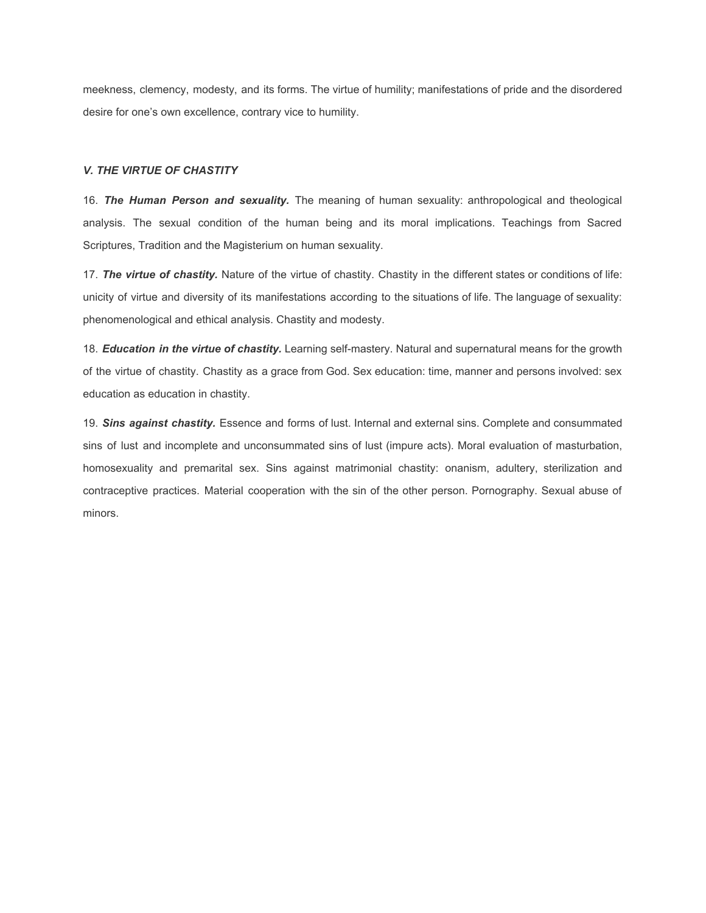meekness, clemency, modesty, and its forms. The virtue of humility; manifestations of pride and the disordered desire for one's own excellence, contrary vice to humility.

### *V. THE VIRTUE OF CHASTITY*

16. ***The Human Person and sexuality.*** The meaning of human sexuality: anthropological and theological analysis. The sexual condition of the human being and its moral implications. Teachings from Sacred Scriptures, Tradition and the Magisterium on human sexuality.

17. ***The virtue of chastity.*** Nature of the virtue of chastity. Chastity in the different states or conditions of life: unicity of virtue and diversity of its manifestations according to the situations of life. The language of sexuality: phenomenological and ethical analysis. Chastity and modesty.

18. ***Education in the virtue of chastity.*** Learning self-mastery. Natural and supernatural means for the growth of the virtue of chastity. Chastity as a grace from God. Sex education: time, manner and persons involved: sex education as education in chastity.

19. ***Sins against chastity.*** Essence and forms of lust. Internal and external sins. Complete and consummated sins of lust and incomplete and unconsummated sins of lust (impure acts). Moral evaluation of masturbation, homosexuality and premarital sex. Sins against matrimonial chastity: onanism, adultery, sterilization and contraceptive practices. Material cooperation with the sin of the other person. Pornography. Sexual abuse of minors.